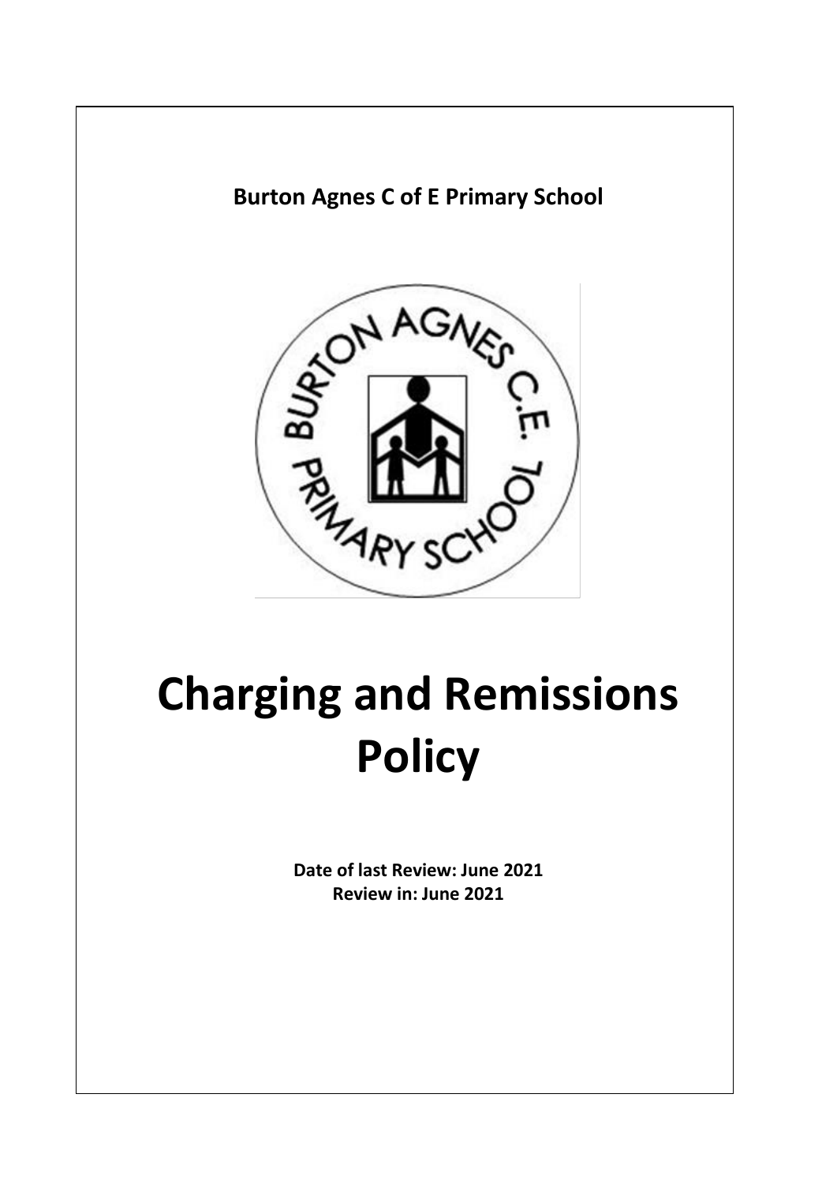**Burton Agnes C of E Primary School**

# Charging and Remissions Policy

**Date of last Review: June 2021**
**Review in: June 2021**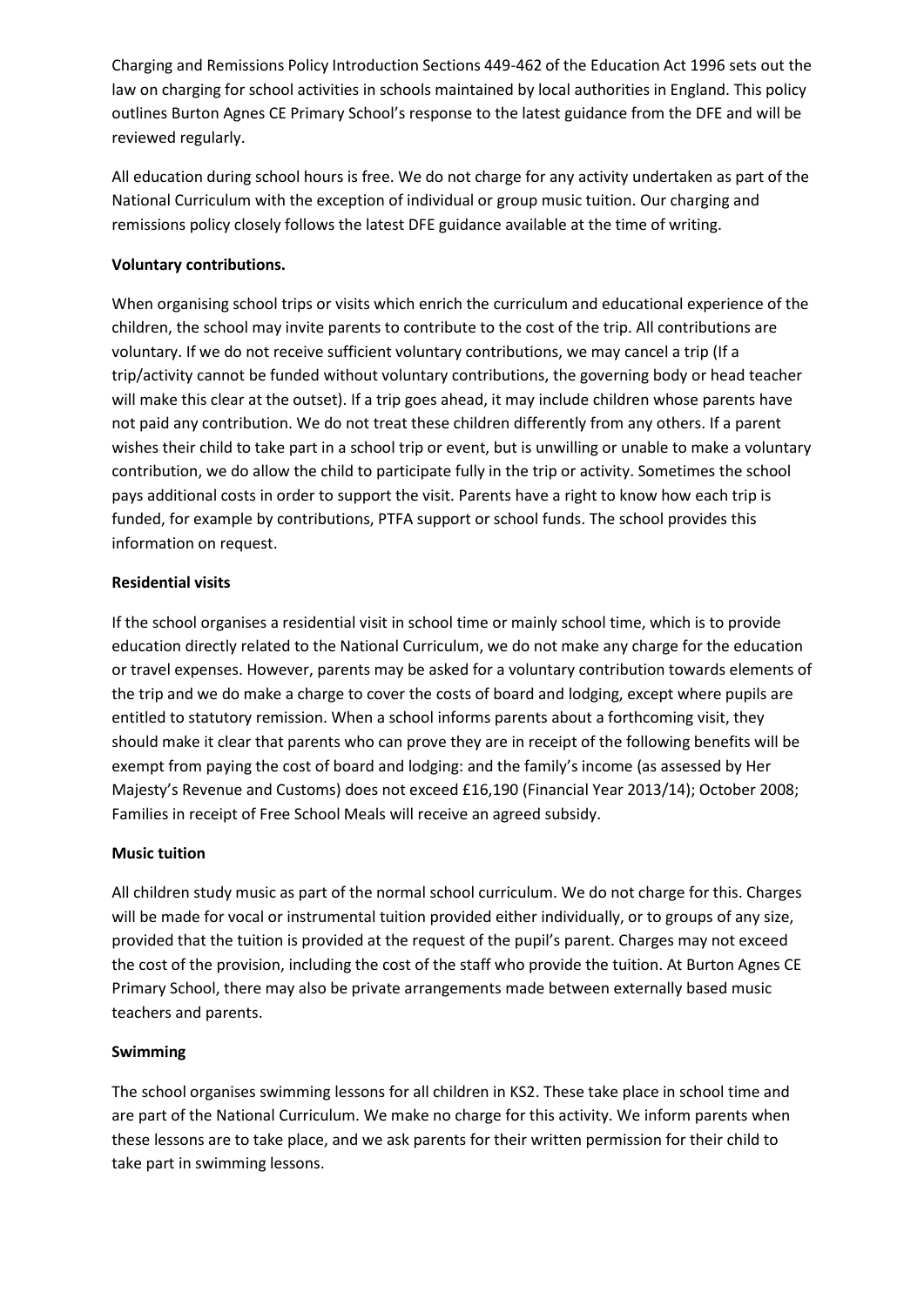Charging and Remissions Policy Introduction Sections 449-462 of the Education Act 1996 sets out the law on charging for school activities in schools maintained by local authorities in England. This policy outlines Burton Agnes CE Primary School's response to the latest guidance from the DFE and will be reviewed regularly.

All education during school hours is free. We do not charge for any activity undertaken as part of the National Curriculum with the exception of individual or group music tuition. Our charging and remissions policy closely follows the latest DFE guidance available at the time of writing.

**Voluntary contributions.**

When organising school trips or visits which enrich the curriculum and educational experience of the children, the school may invite parents to contribute to the cost of the trip. All contributions are voluntary. If we do not receive sufficient voluntary contributions, we may cancel a trip (If a trip/activity cannot be funded without voluntary contributions, the governing body or head teacher will make this clear at the outset). If a trip goes ahead, it may include children whose parents have not paid any contribution. We do not treat these children differently from any others. If a parent wishes their child to take part in a school trip or event, but is unwilling or unable to make a voluntary contribution, we do allow the child to participate fully in the trip or activity. Sometimes the school pays additional costs in order to support the visit. Parents have a right to know how each trip is funded, for example by contributions, PTFA support or school funds. The school provides this information on request.

**Residential visits**

If the school organises a residential visit in school time or mainly school time, which is to provide education directly related to the National Curriculum, we do not make any charge for the education or travel expenses. However, parents may be asked for a voluntary contribution towards elements of the trip and we do make a charge to cover the costs of board and lodging, except where pupils are entitled to statutory remission. When a school informs parents about a forthcoming visit, they should make it clear that parents who can prove they are in receipt of the following benefits will be exempt from paying the cost of board and lodging: and the family's income (as assessed by Her Majesty's Revenue and Customs) does not exceed £16,190 (Financial Year 2013/14); October 2008; Families in receipt of Free School Meals will receive an agreed subsidy.

**Music tuition**

All children study music as part of the normal school curriculum. We do not charge for this. Charges will be made for vocal or instrumental tuition provided either individually, or to groups of any size, provided that the tuition is provided at the request of the pupil's parent. Charges may not exceed the cost of the provision, including the cost of the staff who provide the tuition. At Burton Agnes CE Primary School, there may also be private arrangements made between externally based music teachers and parents.

**Swimming**

The school organises swimming lessons for all children in KS2. These take place in school time and are part of the National Curriculum. We make no charge for this activity. We inform parents when these lessons are to take place, and we ask parents for their written permission for their child to take part in swimming lessons.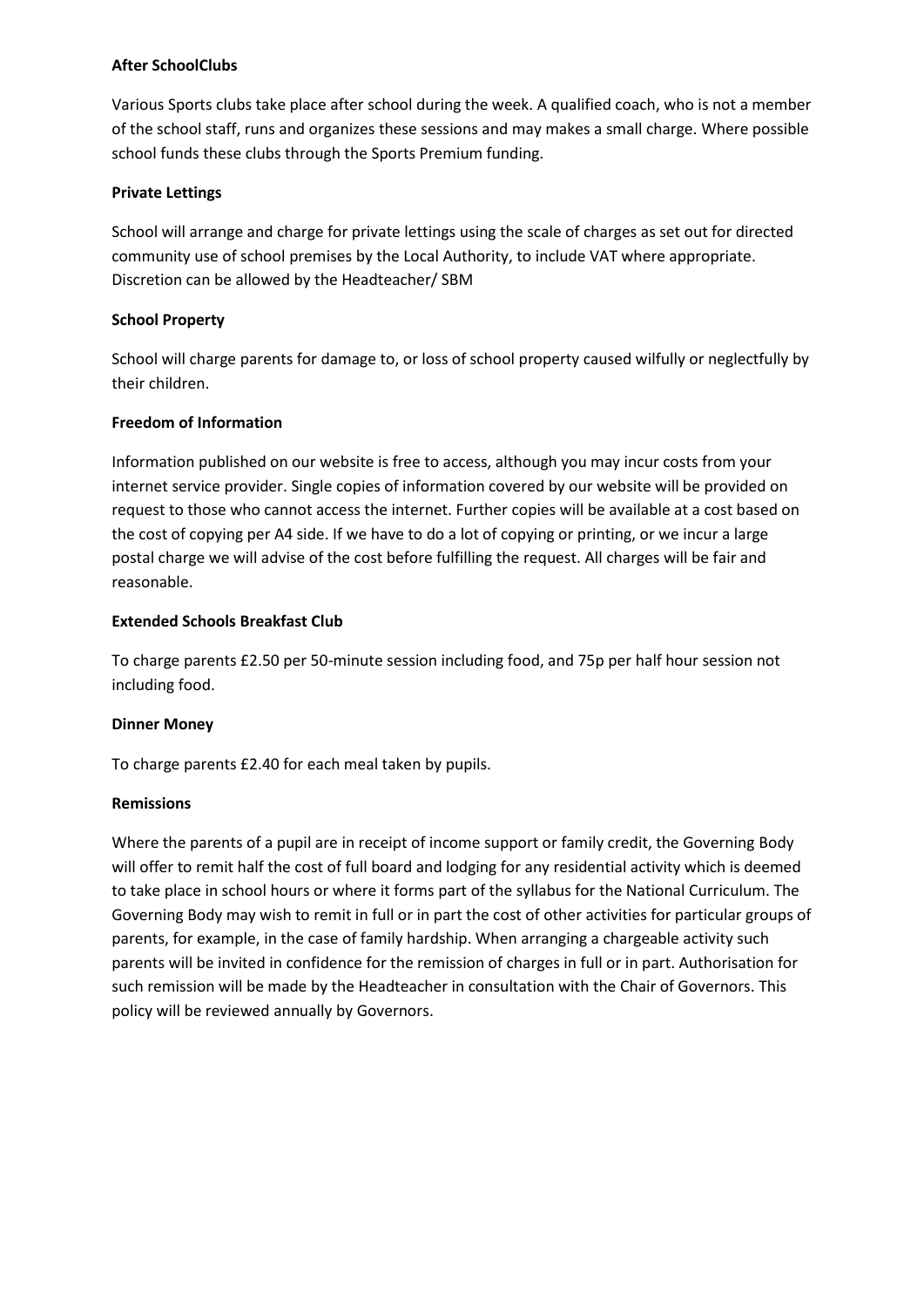**After SchoolClubs**

Various Sports clubs take place after school during the week. A qualified coach, who is not a member of the school staff, runs and organizes these sessions and may makes a small charge. Where possible school funds these clubs through the Sports Premium funding.

**Private Lettings**

School will arrange and charge for private lettings using the scale of charges as set out for directed community use of school premises by the Local Authority, to include VAT where appropriate. Discretion can be allowed by the Headteacher/ SBM

**School Property**

School will charge parents for damage to, or loss of school property caused wilfully or neglectfully by their children.

**Freedom of Information**

Information published on our website is free to access, although you may incur costs from your internet service provider. Single copies of information covered by our website will be provided on request to those who cannot access the internet. Further copies will be available at a cost based on the cost of copying per A4 side. If we have to do a lot of copying or printing, or we incur a large postal charge we will advise of the cost before fulfilling the request. All charges will be fair and reasonable.

**Extended Schools Breakfast Club**

To charge parents £2.50 per 50-minute session including food, and 75p per half hour session not including food.

**Dinner Money**

To charge parents £2.40 for each meal taken by pupils.

**Remissions**

Where the parents of a pupil are in receipt of income support or family credit, the Governing Body will offer to remit half the cost of full board and lodging for any residential activity which is deemed to take place in school hours or where it forms part of the syllabus for the National Curriculum. The Governing Body may wish to remit in full or in part the cost of other activities for particular groups of parents, for example, in the case of family hardship. When arranging a chargeable activity such parents will be invited in confidence for the remission of charges in full or in part. Authorisation for such remission will be made by the Headteacher in consultation with the Chair of Governors. This policy will be reviewed annually by Governors.